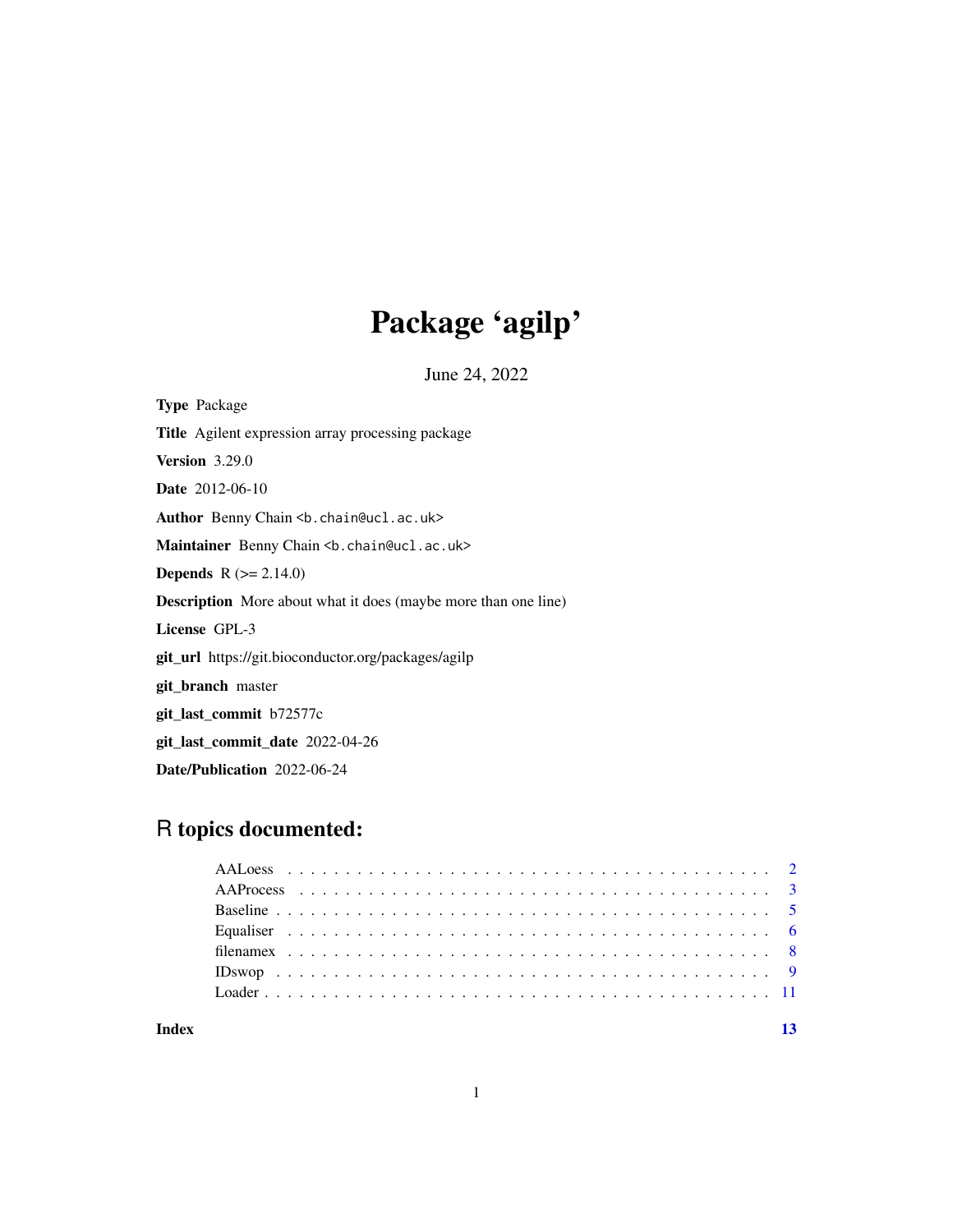# Package 'agilp'

June 24, 2022

**Type** Package

**Title** Agilent expression array processing package

**Version** 3.29.0

**Date** 2012-06-10

**Author** Benny Chain <b.chain@ucl.ac.uk>

**Maintainer** Benny Chain <b.chain@ucl.ac.uk>

**Depends** R (>= 2.14.0)

**Description** More about what it does (maybe more than one line)

**License** GPL-3

**git_url** https://git.bioconductor.org/packages/agilp

**git_branch** master

**git_last_commit** b72577c

**git_last_commit_date** 2022-04-26

**Date/Publication** 2022-06-24

## R topics documented:

- AALoess . . . . . . . . . . . . . . . . . . . . . . . . . . . . . . . . . . . . . . . . . 2
- AAProcess . . . . . . . . . . . . . . . . . . . . . . . . . . . . . . . . . . . . . . . . 3
- Baseline . . . . . . . . . . . . . . . . . . . . . . . . . . . . . . . . . . . . . . . . . 5
- Equaliser . . . . . . . . . . . . . . . . . . . . . . . . . . . . . . . . . . . . . . . . 6
- filenamex . . . . . . . . . . . . . . . . . . . . . . . . . . . . . . . . . . . . . . . . 8
- IDswop . . . . . . . . . . . . . . . . . . . . . . . . . . . . . . . . . . . . . . . . . 9
- Loader . . . . . . . . . . . . . . . . . . . . . . . . . . . . . . . . . . . . . . . . . 11

**Index** **13**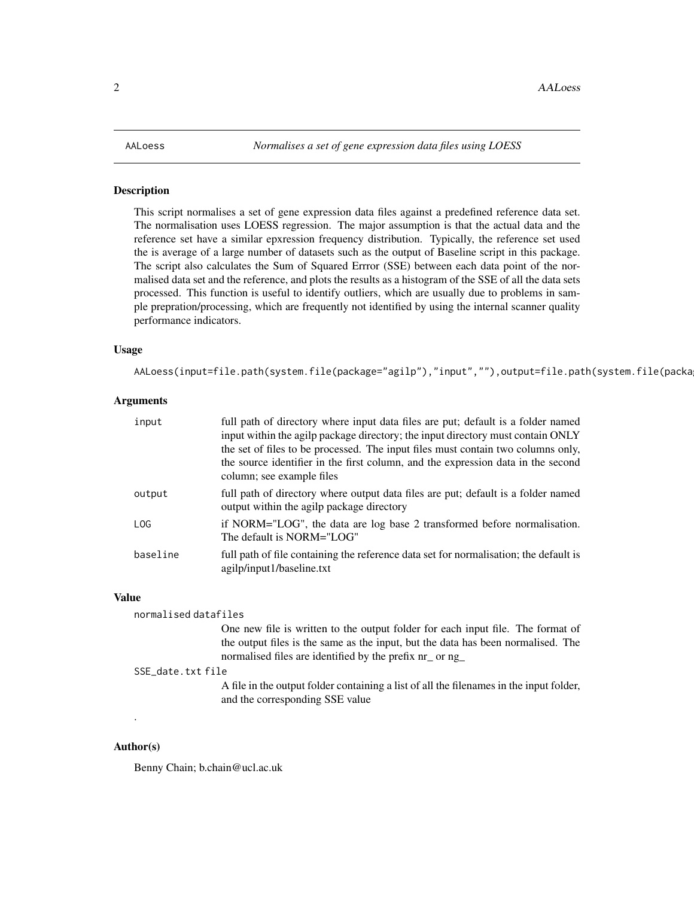AALoess *Normalises a set of gene expression data files using LOESS*

## Description

This script normalises a set of gene expression data files against a predefined reference data set. The normalisation uses LOESS regression. The major assumption is that the actual data and the reference set have a similar epxression frequency distribution. Typically, the reference set used the is average of a large number of datasets such as the output of Baseline script in this package. The script also calculates the Sum of Squared Errror (SSE) between each data point of the normalised data set and the reference, and plots the results as a histogram of the SSE of all the data sets processed. This function is useful to identify outliers, which are usually due to problems in sample prepration/processing, which are frequently not identified by using the internal scanner quality performance indicators.

## Usage

```
AALoess(input=file.path(system.file(package="agilp"),"input",""),output=file.path(system.file(packag
```

## Arguments

| | |
|---|---|
| input | full path of directory where input data files are put; default is a folder named input within the agilp package directory; the input directory must contain ONLY the set of files to be processed. The input files must contain two columns only, the source identifier in the first column, and the expression data in the second column; see example files |
| output | full path of directory where output data files are put; default is a folder named output within the agilp package directory |
| LOG | if NORM="LOG", the data are log base 2 transformed before normalisation. The default is NORM="LOG" |
| baseline | full path of file containing the reference data set for normalisation; the default is agilp/input1/baseline.txt |

## Value

normalised datafiles
: One new file is written to the output folder for each input file. The format of the output files is the same as the input, but the data has been normalised. The normalised files are identified by the prefix nr_ or ng_

SSE_date.txt file
: A file in the output folder containing a list of all the filenames in the input folder, and the corresponding SSE value

.

## Author(s)

Benny Chain; b.chain@ucl.ac.uk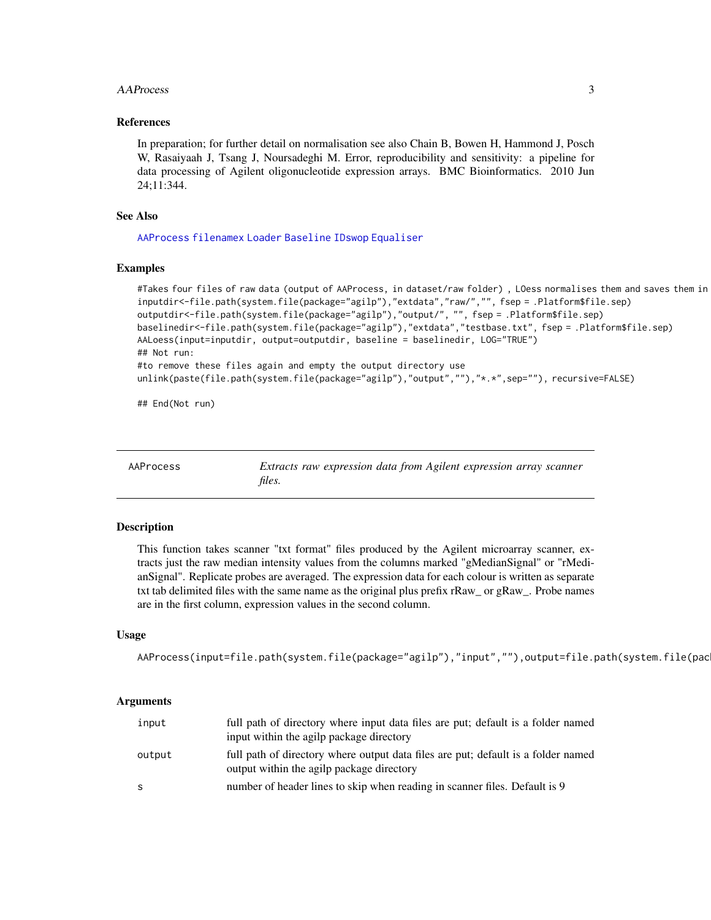### References

In preparation; for further detail on normalisation see also Chain B, Bowen H, Hammond J, Posch W, Rasaiyaah J, Tsang J, Noursadeghi M. Error, reproducibility and sensitivity: a pipeline for data processing of Agilent oligonucleotide expression arrays. BMC Bioinformatics. 2010 Jun 24;11:344.

### See Also

AAProcess filenamex Loader Baseline IDswop Equaliser

### Examples

```
#Takes four files of raw data (output of AAProcess, in dataset/raw folder) , LOess normalises them and saves them in
inputdir<-file.path(system.file(package="agilp"),"extdata","raw/","", fsep = .Platform$file.sep)
outputdir<-file.path(system.file(package="agilp"),"output/", "", fsep = .Platform$file.sep)
baselinedir<-file.path(system.file(package="agilp"),"extdata","testbase.txt", fsep = .Platform$file.sep)
AALoess(input=inputdir, output=outputdir, baseline = baselinedir, LOG="TRUE")
## Not run:
#to remove these files again and empty the output directory use
unlink(paste(file.path(system.file(package="agilp"),"output",""),"*.*",sep=""), recursive=FALSE)

## End(Not run)
```

---

## AAProcess — *Extracts raw expression data from Agilent expression array scanner files.*

### Description

This function takes scanner "txt format" files produced by the Agilent microarray scanner, extracts just the raw median intensity values from the columns marked "gMedianSignal" or "rMedianSignal". Replicate probes are averaged. The expression data for each colour is written as separate txt tab delimited files with the same name as the original plus prefix rRaw_ or gRaw_. Probe names are in the first column, expression values in the second column.

### Usage

```
AAProcess(input=file.path(system.file(package="agilp"),"input",""),output=file.path(system.file(pac
```

### Arguments

| | |
|---|---|
| input | full path of directory where input data files are put; default is a folder named input within the agilp package directory |
| output | full path of directory where output data files are put; default is a folder named output within the agilp package directory |
| s | number of header lines to skip when reading in scanner files. Default is 9 |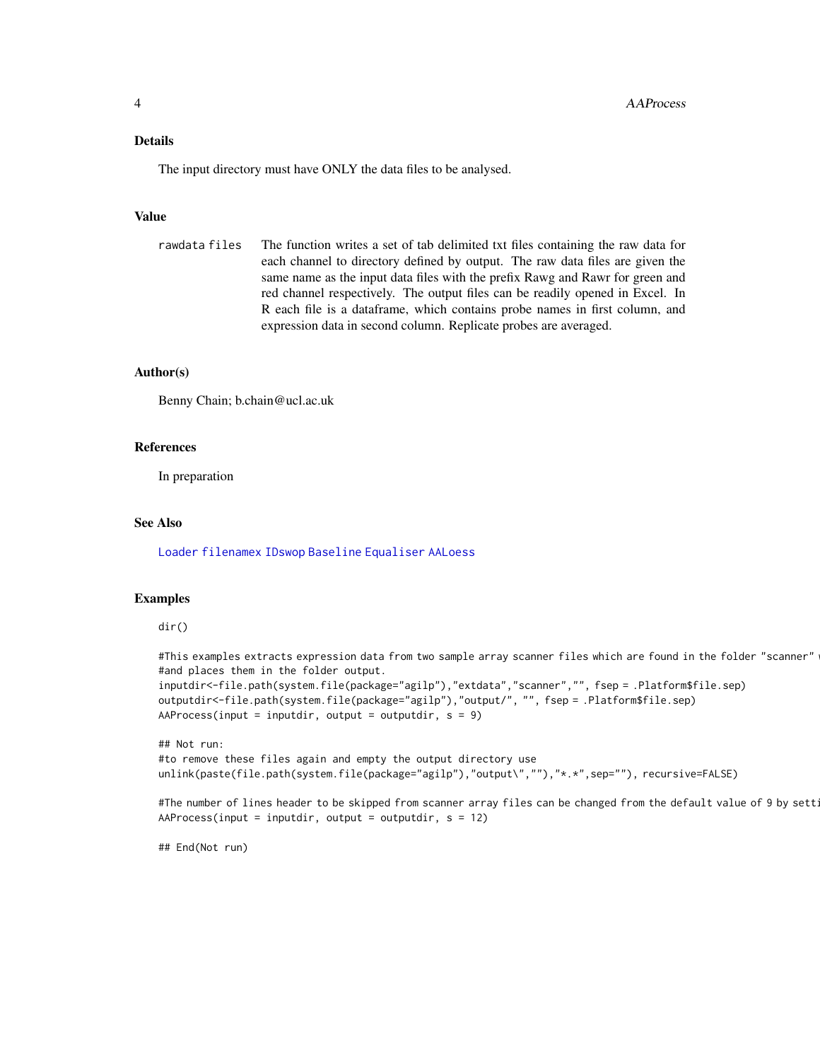## Details

The input directory must have ONLY the data files to be analysed.

## Value

**rawdata files** The function writes a set of tab delimited txt files containing the raw data for each channel to directory defined by output. The raw data files are given the same name as the input data files with the prefix Rawg and Rawr for green and red channel respectively. The output files can be readily opened in Excel. In R each file is a dataframe, which contains probe names in first column, and expression data in second column. Replicate probes are averaged.

## Author(s)

Benny Chain; b.chain@ucl.ac.uk

## References

In preparation

## See Also

Loader filenamex IDswop Baseline Equaliser AALoess

## Examples

```
dir()

#This examples extracts expression data from two sample array scanner files which are found in the folder "scanner" 
#and places them in the folder output.
inputdir<-file.path(system.file(package="agilp"),"extdata","scanner","", fsep = .Platform$file.sep)
outputdir<-file.path(system.file(package="agilp"),"output/", "", fsep = .Platform$file.sep)
AAProcess(input = inputdir, output = outputdir, s = 9)

## Not run:
#to remove these files again and empty the output directory use
unlink(paste(file.path(system.file(package="agilp"),"output\",""),"*.*",sep=""), recursive=FALSE)

#The number of lines header to be skipped from scanner array files can be changed from the default value of 9 by setti
AAProcess(input = inputdir, output = outputdir, s = 12)

## End(Not run)
```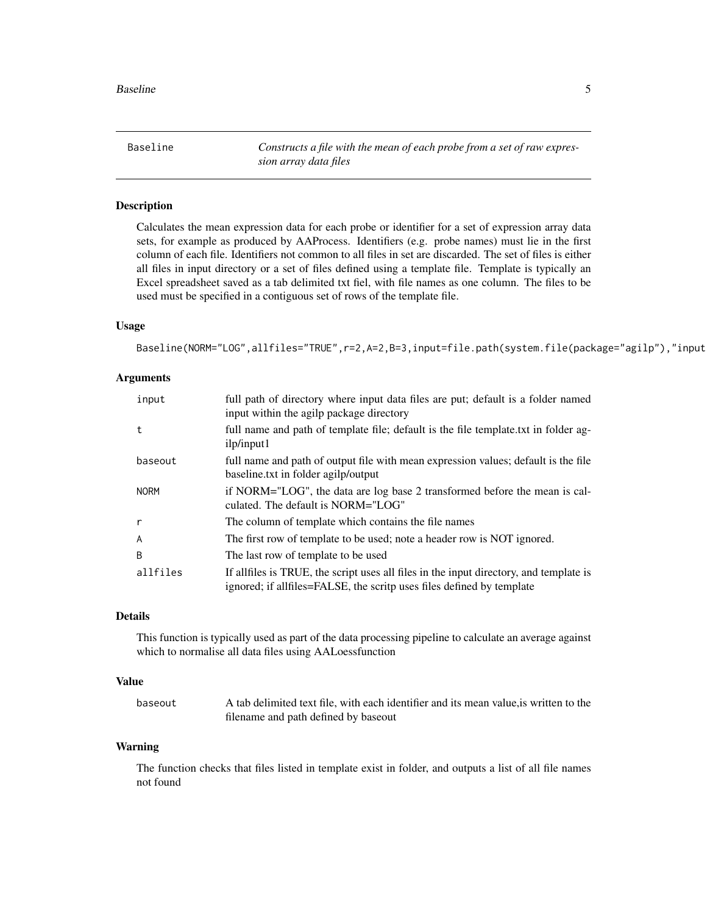Baseline — *Constructs a file with the mean of each probe from a set of raw expression array data files*

## Description

Calculates the mean expression data for each probe or identifier for a set of expression array data sets, for example as produced by AAProcess. Identifiers (e.g. probe names) must lie in the first column of each file. Identifiers not common to all files in set are discarded. The set of files is either all files in input directory or a set of files defined using a template file. Template is typically an Excel spreadsheet saved as a tab delimited txt fiel, with file names as one column. The files to be used must be specified in a contiguous set of rows of the template file.

## Usage

```
Baseline(NORM="LOG",allfiles="TRUE",r=2,A=2,B=3,input=file.path(system.file(package="agilp"),"input
```

## Arguments

| | |
|---|---|
| input | full path of directory where input data files are put; default is a folder named input within the agilp package directory |
| t | full name and path of template file; default is the file template.txt in folder agilp/input1 |
| baseout | full name and path of output file with mean expression values; default is the file baseline.txt in folder agilp/output |
| NORM | if NORM="LOG", the data are log base 2 transformed before the mean is calculated. The default is NORM="LOG" |
| r | The column of template which contains the file names |
| A | The first row of template to be used; note a header row is NOT ignored. |
| B | The last row of template to be used |
| allfiles | If allfiles is TRUE, the script uses all files in the input directory, and template is ignored; if allfiles=FALSE, the scritp uses files defined by template |

## Details

This function is typically used as part of the data processing pipeline to calculate an average against which to normalise all data files using AALoessfunction

## Value

| | |
|---|---|
| baseout | A tab delimited text file, with each identifier and its mean value,is written to the filename and path defined by baseout |

## Warning

The function checks that files listed in template exist in folder, and outputs a list of all file names not found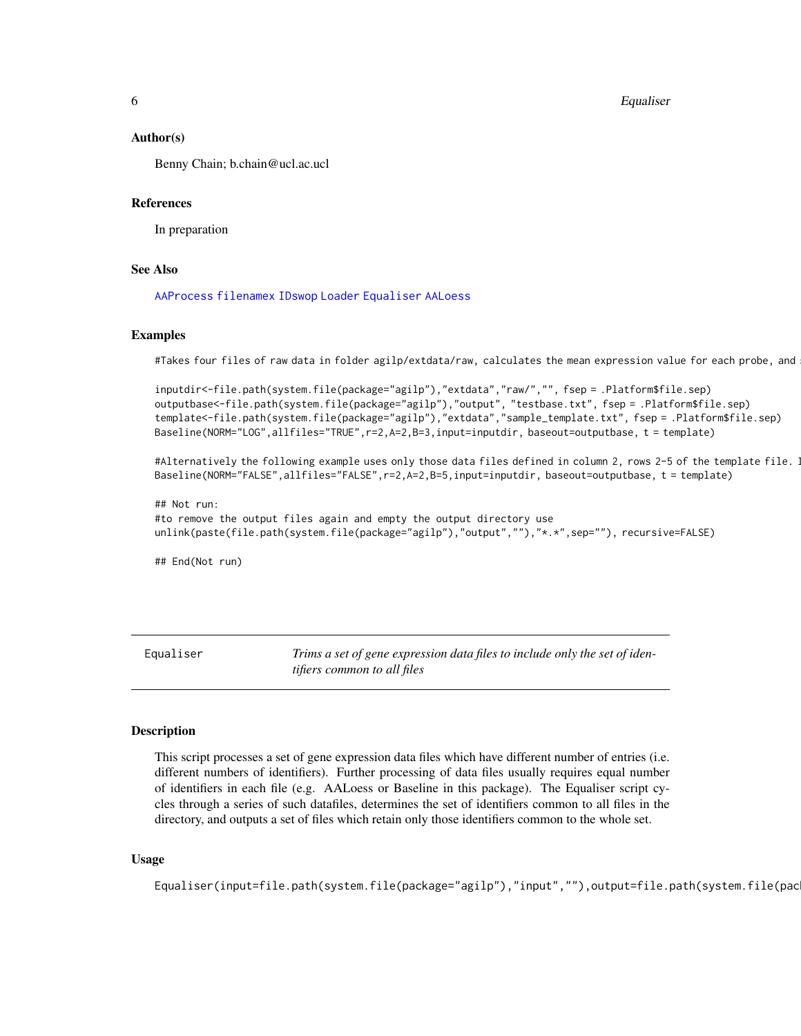## Author(s)

Benny Chain; b.chain@ucl.ac.ucl

## References

In preparation

## See Also

AAProcess filenamex IDswop Loader Equaliser AALoess

## Examples

```
#Takes four files of raw data in folder agilp/extdata/raw, calculates the mean expression value for each probe, and s

inputdir<-file.path(system.file(package="agilp"),"extdata","raw/","", fsep = .Platform$file.sep)
outputbase<-file.path(system.file(package="agilp"),"output", "testbase.txt", fsep = .Platform$file.sep)
template<-file.path(system.file(package="agilp"),"extdata","sample_template.txt", fsep = .Platform$file.sep)
Baseline(NORM="LOG",allfiles="TRUE",r=2,A=2,B=3,input=inputdir, baseout=outputbase, t = template)

#Alternatively the following example uses only those data files defined in column 2, rows 2-5 of the template file. I
Baseline(NORM="FALSE",allfiles="FALSE",r=2,A=2,B=5,input=inputdir, baseout=outputbase, t = template)

## Not run:
#to remove the output files again and empty the output directory use
unlink(paste(file.path(system.file(package="agilp"),"output",""),"*.*",sep=""), recursive=FALSE)

## End(Not run)
```

---

Equaliser — *Trims a set of gene expression data files to include only the set of identifiers common to all files*

---

## Description

This script processes a set of gene expression data files which have different number of entries (i.e. different numbers of identifiers). Further processing of data files usually requires equal number of identifiers in each file (e.g. AALoess or Baseline in this package). The Equaliser script cycles through a series of such datafiles, determines the set of identifiers common to all files in the directory, and outputs a set of files which retain only those identifiers common to the whole set.

## Usage

```
Equaliser(input=file.path(system.file(package="agilp"),"input",""),output=file.path(system.file(pack
```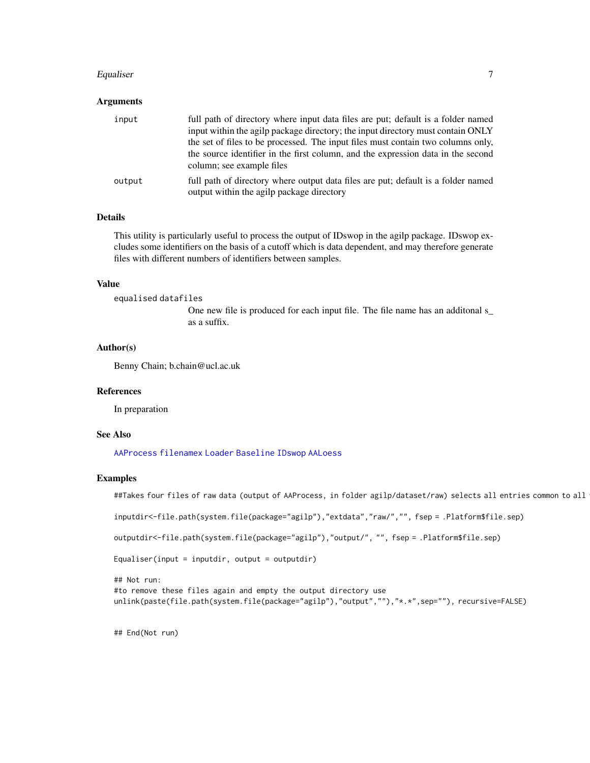### Arguments

- `input` — full path of directory where input data files are put; default is a folder named input within the agilp package directory; the input directory must contain ONLY the set of files to be processed. The input files must contain two columns only, the source identifier in the first column, and the expression data in the second column; see example files
- `output` — full path of directory where output data files are put; default is a folder named output within the agilp package directory

### Details

This utility is particularly useful to process the output of IDswop in the agilp package. IDswop excludes some identifiers on the basis of a cutoff which is data dependent, and may therefore generate files with different numbers of identifiers between samples.

### Value

- `equalised datafiles` — One new file is produced for each input file. The file name has an additonal s_ as a suffix.

### Author(s)

Benny Chain; b.chain@ucl.ac.uk

### References

In preparation

### See Also

`AAProcess` `filenamex` `Loader` `Baseline` `IDswop` `AALoess`

### Examples

```
##Takes four files of raw data (output of AAProcess, in folder agilp/dataset/raw) selects all entries common to all

inputdir<-file.path(system.file(package="agilp"),"extdata","raw/","", fsep = .Platform$file.sep)

outputdir<-file.path(system.file(package="agilp"),"output/", "", fsep = .Platform$file.sep)

Equaliser(input = inputdir, output = outputdir)

## Not run:
#to remove these files again and empty the output directory use
unlink(paste(file.path(system.file(package="agilp"),"output",""),"*.*",sep=""), recursive=FALSE)


## End(Not run)
```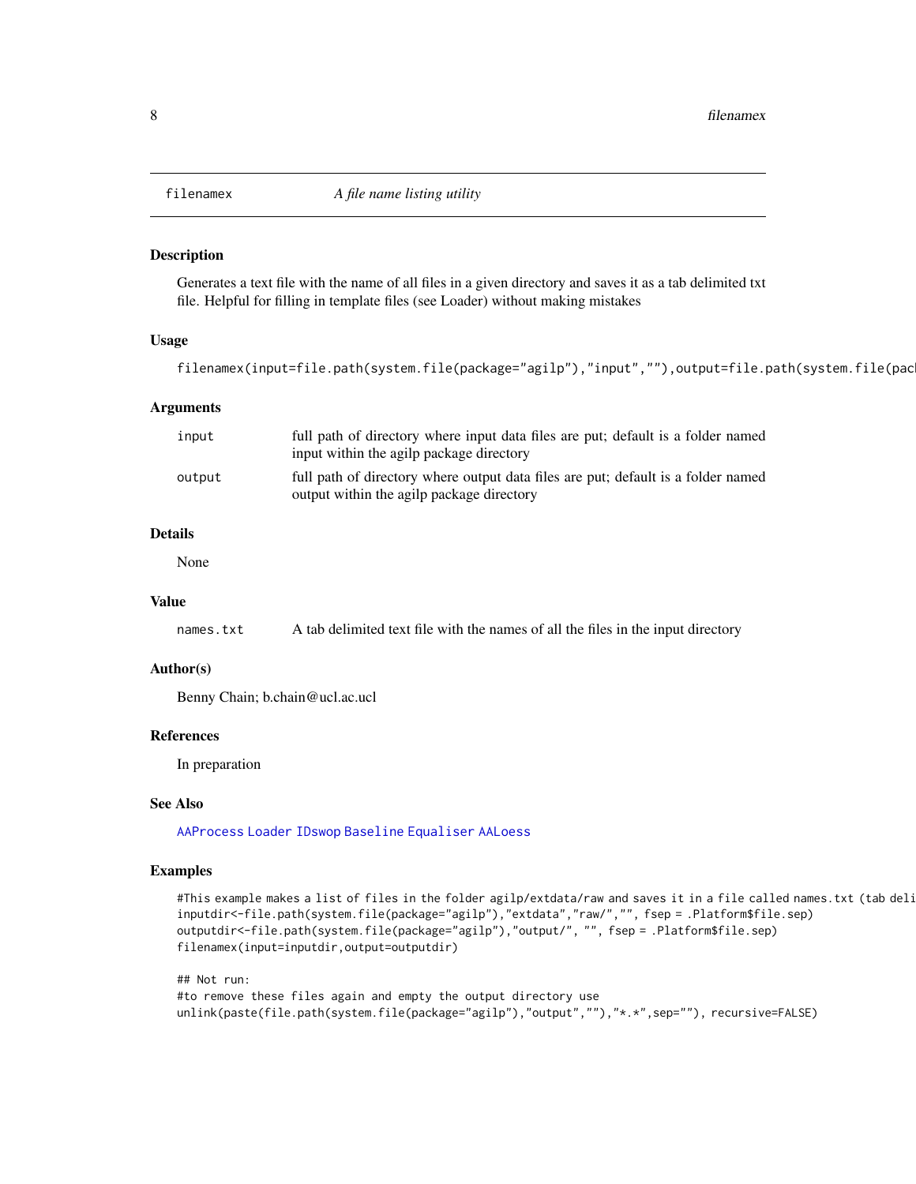# filenamex — *A file name listing utility*

## Description

Generates a text file with the name of all files in a given directory and saves it as a tab delimited txt file. Helpful for filling in template files (see Loader) without making mistakes

## Usage

```
filenamex(input=file.path(system.file(package="agilp"),"input",""),output=file.path(system.file(pac
```

## Arguments

| | |
|---|---|
| `input` | full path of directory where input data files are put; default is a folder named input within the agilp package directory |
| `output` | full path of directory where output data files are put; default is a folder named output within the agilp package directory |

## Details

None

## Value

| | |
|---|---|
| `names.txt` | A tab delimited text file with the names of all the files in the input directory |

## Author(s)

Benny Chain; b.chain@ucl.ac.ucl

## References

In preparation

## See Also

`AAProcess` `Loader` `IDswop` `Baseline` `Equaliser` `AALoess`

## Examples

```
#This example makes a list of files in the folder agilp/extdata/raw and saves it in a file called names.txt (tab deli
inputdir<-file.path(system.file(package="agilp"),"extdata","raw/","", fsep = .Platform$file.sep)
outputdir<-file.path(system.file(package="agilp"),"output/", "", fsep = .Platform$file.sep)
filenamex(input=inputdir,output=outputdir)

## Not run:
#to remove these files again and empty the output directory use
unlink(paste(file.path(system.file(package="agilp"),"output",""),"*.*",sep=""), recursive=FALSE)
```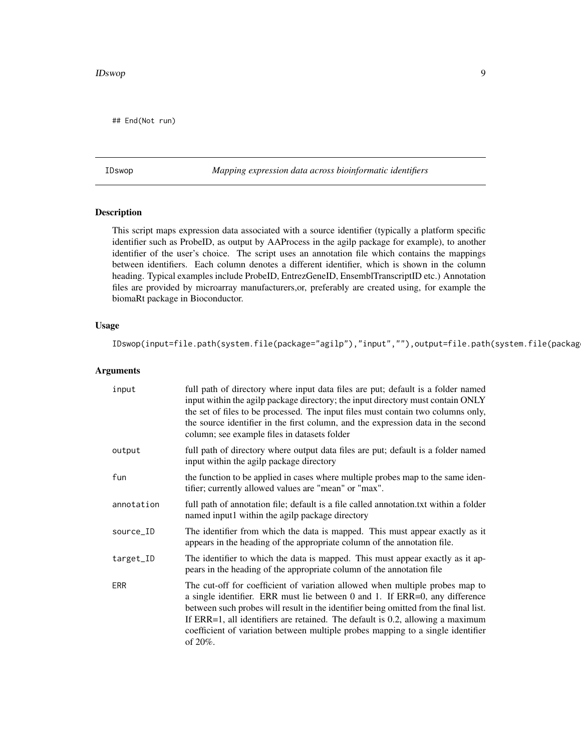```
## End(Not run)
```

---

IDswop *Mapping expression data across bioinformatic identifiers*

---

### Description

This script maps expression data associated with a source identifier (typically a platform specific identifier such as ProbeID, as output by AAProcess in the agilp package for example), to another identifier of the user's choice. The script uses an annotation file which contains the mappings between identifiers. Each column denotes a different identifier, which is shown in the column heading. Typical examples include ProbeID, EntrezGeneID, EnsemblTranscriptID etc.) Annotation files are provided by microarray manufacturers,or, preferably are created using, for example the biomaRt package in Bioconductor.

### Usage

```
IDswop(input=file.path(system.file(package="agilp"),"input",""),output=file.path(system.file(packag
```

### Arguments

| | |
|---|---|
| `input` | full path of directory where input data files are put; default is a folder named input within the agilp package directory; the input directory must contain ONLY the set of files to be processed. The input files must contain two columns only, the source identifier in the first column, and the expression data in the second column; see example files in datasets folder |
| `output` | full path of directory where output data files are put; default is a folder named input within the agilp package directory |
| `fun` | the function to be applied in cases where multiple probes map to the same identifier; currently allowed values are "mean" or "max". |
| `annotation` | full path of annotation file; default is a file called annotation.txt within a folder named input1 within the agilp package directory |
| `source_ID` | The identifier from which the data is mapped. This must appear exactly as it appears in the heading of the appropriate column of the annotation file. |
| `target_ID` | The identifier to which the data is mapped. This must appear exactly as it appears in the heading of the appropriate column of the annotation file |
| `ERR` | The cut-off for coefficient of variation allowed when multiple probes map to a single identifier. ERR must lie between 0 and 1. If ERR=0, any difference between such probes will result in the identifier being omitted from the final list. If ERR=1, all identifiers are retained. The default is 0.2, allowing a maximum coefficient of variation between multiple probes mapping to a single identifier of 20%. |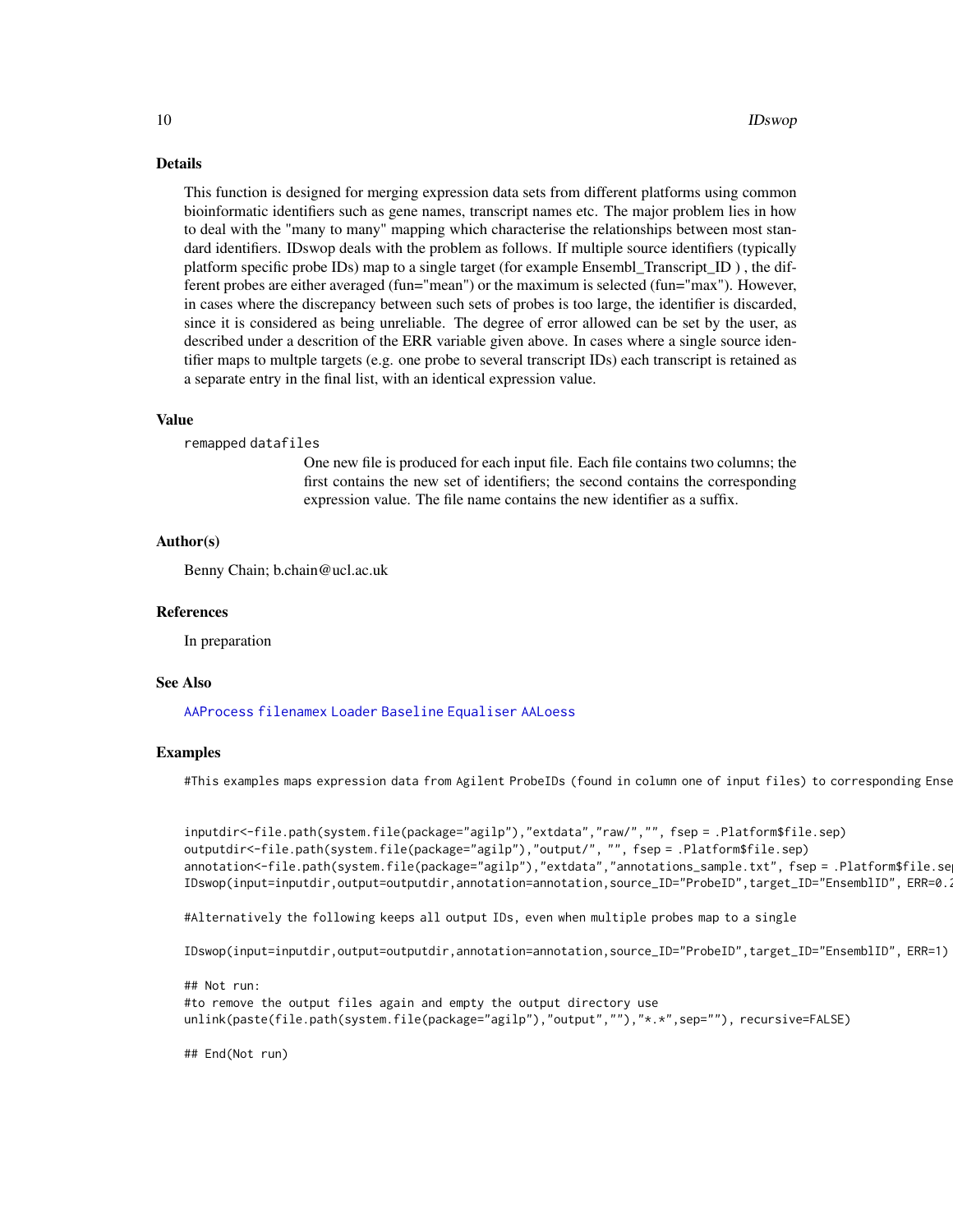## Details

This function is designed for merging expression data sets from different platforms using common bioinformatic identifiers such as gene names, transcript names etc. The major problem lies in how to deal with the "many to many" mapping which characterise the relationships between most standard identifiers. IDswop deals with the problem as follows. If multiple source identifiers (typically platform specific probe IDs) map to a single target (for example Ensembl_Transcript_ID ) , the different probes are either averaged (fun="mean") or the maximum is selected (fun="max"). However, in cases where the discrepancy between such sets of probes is too large, the identifier is discarded, since it is considered as being unreliable. The degree of error allowed can be set by the user, as described under a descrition of the ERR variable given above. In cases where a single source identifier maps to multple targets (e.g. one probe to several transcript IDs) each transcript is retained as a separate entry in the final list, with an identical expression value.

## Value

`remapped datafiles`
: One new file is produced for each input file. Each file contains two columns; the first contains the new set of identifiers; the second contains the corresponding expression value. The file name contains the new identifier as a suffix.

## Author(s)

Benny Chain; b.chain@ucl.ac.uk

## References

In preparation

## See Also

AAProcess filenamex Loader Baseline Equaliser AALoess

## Examples

```
#This examples maps expression data from Agilent ProbeIDs (found in column one of input files) to corresponding Ense


inputdir<-file.path(system.file(package="agilp"),"extdata","raw/","", fsep = .Platform$file.sep)
outputdir<-file.path(system.file(package="agilp"),"output/", "", fsep = .Platform$file.sep)
annotation<-file.path(system.file(package="agilp"),"extdata","annotations_sample.txt", fsep = .Platform$file.se
IDswop(input=inputdir,output=outputdir,annotation=annotation,source_ID="ProbeID",target_ID="EnsemblID", ERR=0.

#Alternatively the following keeps all output IDs, even when multiple probes map to a single

IDswop(input=inputdir,output=outputdir,annotation=annotation,source_ID="ProbeID",target_ID="EnsemblID", ERR=1)

## Not run:
#to remove the output files again and empty the output directory use
unlink(paste(file.path(system.file(package="agilp"),"output",""),"*.*",sep=""), recursive=FALSE)

## End(Not run)
```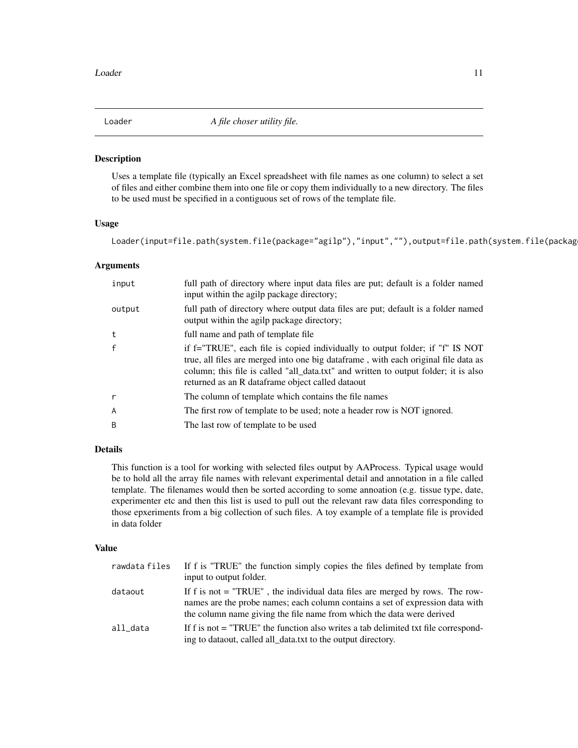Loader *A file choser utility file.*

## Description

Uses a template file (typically an Excel spreadsheet with file names as one column) to select a set of files and either combine them into one file or copy them individually to a new directory. The files to be used must be specified in a contiguous set of rows of the template file.

## Usage

```
Loader(input=file.path(system.file(package="agilp"),"input",""),output=file.path(system.file(packag
```

## Arguments

| | |
|---|---|
| input | full path of directory where input data files are put; default is a folder named input within the agilp package directory; |
| output | full path of directory where output data files are put; default is a folder named output within the agilp package directory; |
| t | full name and path of template file |
| f | if f="TRUE", each file is copied individually to output folder; if "f" IS NOT true, all files are merged into one big dataframe , with each original file data as column; this file is called "all_data.txt" and written to output folder; it is also returned as an R dataframe object called dataout |
| r | The column of template which contains the file names |
| A | The first row of template to be used; note a header row is NOT ignored. |
| B | The last row of template to be used |

## Details

This function is a tool for working with selected files output by AAProcess. Typical usage would be to hold all the array file names with relevant experimental detail and annotation in a file called template. The filenames would then be sorted according to some annoation (e.g. tissue type, date, experimenter etc and then this list is used to pull out the relevant raw data files corresponding to those epxeriments from a big collection of such files. A toy example of a template file is provided in data folder

## Value

| | |
|---|---|
| rawdata files | If f is "TRUE" the function simply copies the files defined by template from input to output folder. |
| dataout | If f is not = "TRUE" , the individual data files are merged by rows. The rownames are the probe names; each column contains a set of expression data with the column name giving the file name from which the data were derived |
| all_data | If f is not = "TRUE" the function also writes a tab delimited txt file corresponding to dataout, called all_data.txt to the output directory. |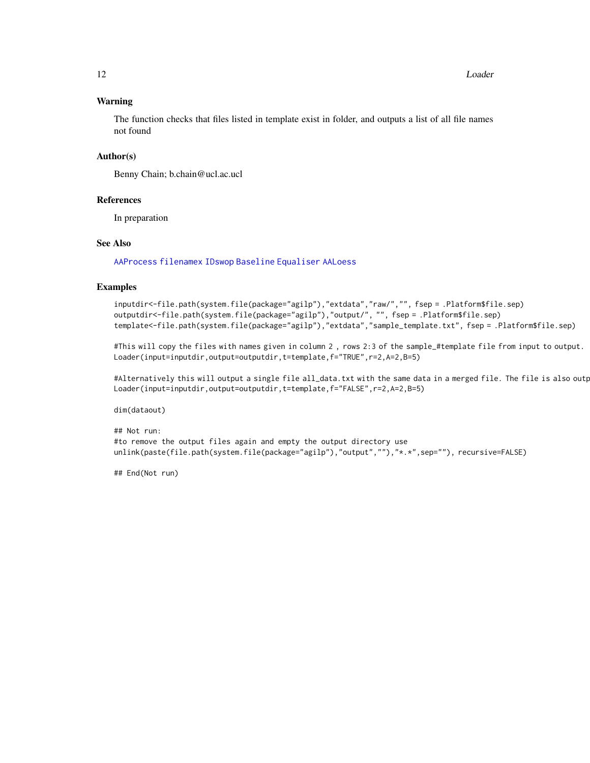### Warning

The function checks that files listed in template exist in folder, and outputs a list of all file names not found

### Author(s)

Benny Chain; b.chain@ucl.ac.ucl

### References

In preparation

### See Also

AAProcess filenamex IDswop Baseline Equaliser AALoess

### Examples

```
inputdir<-file.path(system.file(package="agilp"),"extdata","raw/","", fsep = .Platform$file.sep)
outputdir<-file.path(system.file(package="agilp"),"output/", "", fsep = .Platform$file.sep)
template<-file.path(system.file(package="agilp"),"extdata","sample_template.txt", fsep = .Platform$file.sep)

#This will copy the files with names given in column 2 , rows 2:3 of the sample_#template file from input to output.
Loader(input=inputdir,output=outputdir,t=template,f="TRUE",r=2,A=2,B=5)

#Alternatively this will output a single file all_data.txt with the same data in a merged file. The file is also outp
Loader(input=inputdir,output=outputdir,t=template,f="FALSE",r=2,A=2,B=5)

dim(dataout)

## Not run:
#to remove the output files again and empty the output directory use
unlink(paste(file.path(system.file(package="agilp"),"output",""),"*.*",sep=""), recursive=FALSE)

## End(Not run)
```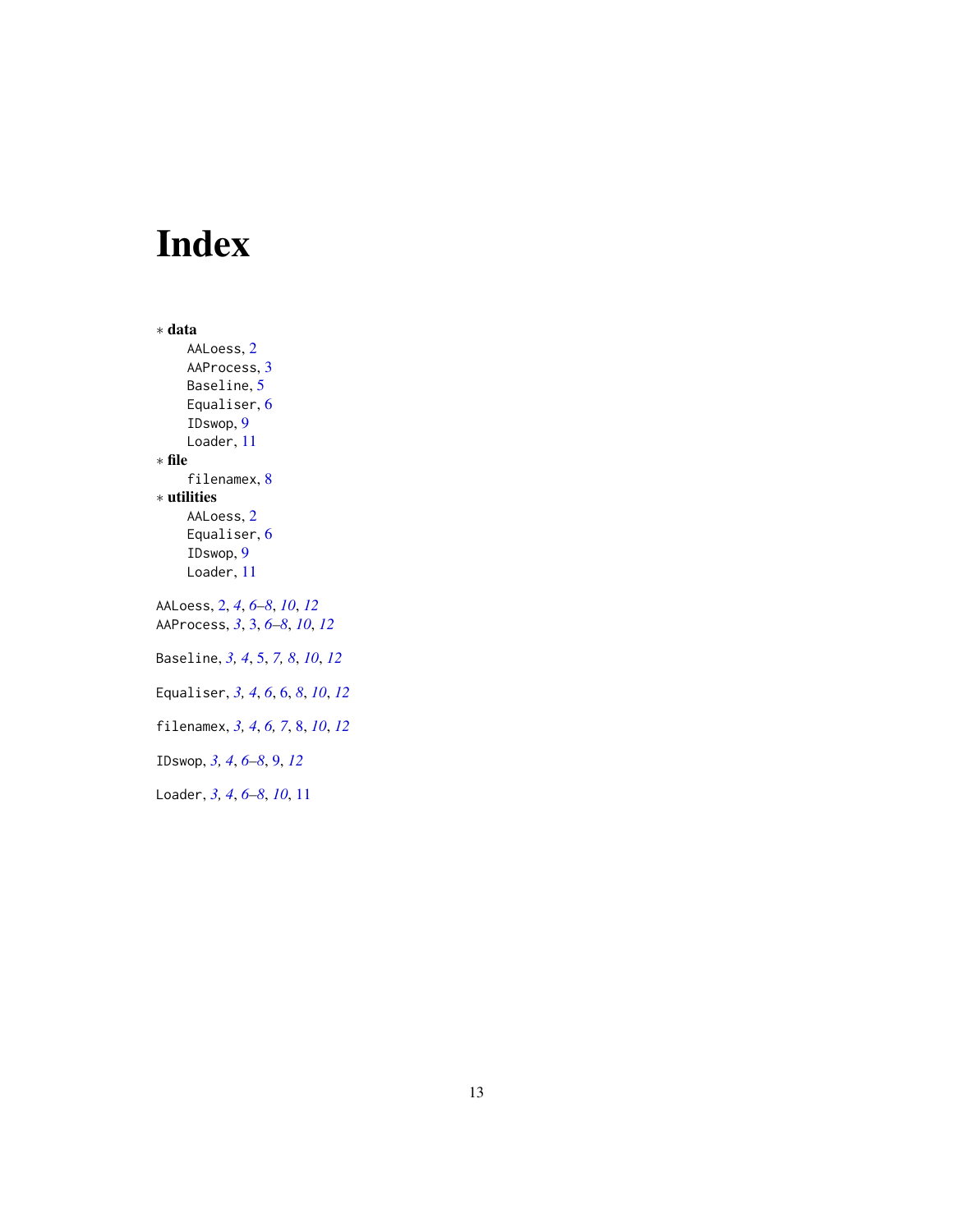# Index

* **data**
    - AALoess, 2
    - AAProcess, 3
    - Baseline, 5
    - Equaliser, 6
    - IDswop, 9
    - Loader, 11
* **file**
    - filenamex, 8
* **utilities**
    - AALoess, 2
    - Equaliser, 6
    - IDswop, 9
    - Loader, 11

AALoess, 2, *4*, *6–8*, *10*, *12*
AAProcess, *3*, 3, *6–8*, *10*, *12*

Baseline, *3, 4*, 5, *7, 8*, *10*, *12*

Equaliser, *3, 4*, *6*, 6, *8*, *10*, *12*

filenamex, *3, 4*, *6, 7*, 8, *10*, *12*

IDswop, *3, 4*, *6–8*, 9, *12*

Loader, *3, 4*, *6–8*, *10*, 11